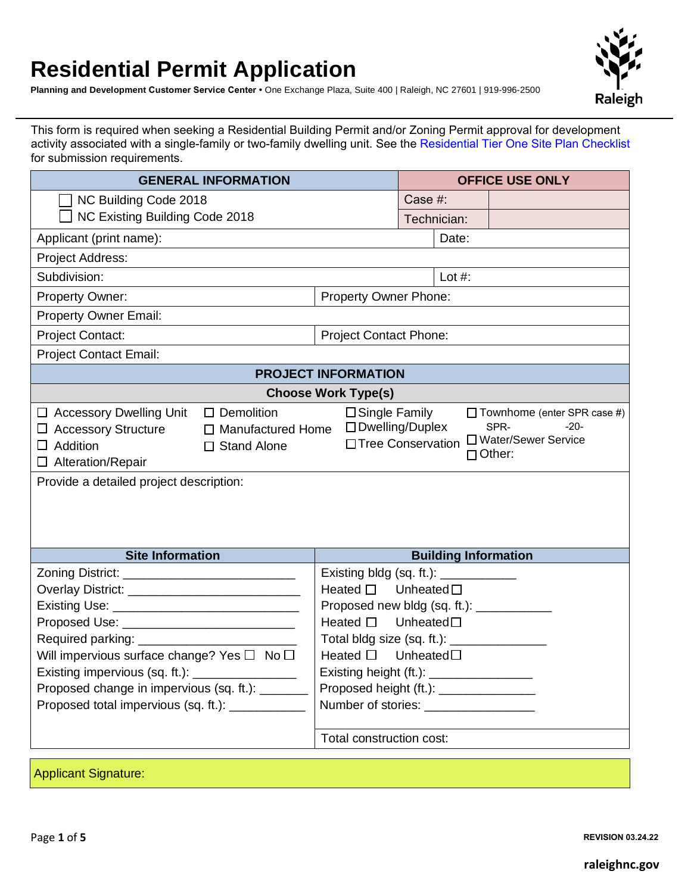# Residential Permit Application

**Planning and Development Customer Service Center** • One Exchange Plaza, Suite 400 | Raleigh, NC 27601 | 919-996-2500

This form is required when seeking a Residential Building Permit and/or Zoning Permit approval for development activity associated with a single-family or two-family dwelling unit. See the Residential Tier One Site Plan Checklist for submission requirements.

| GENERAL INFORMATION | | OFFICE USE ONLY | |
|---|---|---|---|
| ☐ NC Building Code 2018<br>☐ NC Existing Building Code 2018 | | Case #: | |
| | | Technician: | |
| Applicant (print name): | | Date: | |
| Project Address: | | | |
| Subdivision: | | Lot #: | |
| Property Owner: | Property Owner Phone: | | |
| Property Owner Email: | | | |
| Project Contact: | Project Contact Phone: | | |
| Project Contact Email: | | | |

## PROJECT INFORMATION

**Choose Work Type(s)**

- ☐ Accessory Dwelling Unit
- ☐ Accessory Structure
- ☐ Addition
- ☐ Alteration/Repair
- ☐ Demolition
- ☐ Manufactured Home
- ☐ Stand Alone
- ☐ Single Family
- ☐ Dwelling/Duplex
- ☐ Tree Conservation
- ☐ Townhome (enter SPR case #) SPR- -20-
- ☐ Water/Sewer Service
- ☐ Other:

Provide a detailed project description:

| Site Information | Building Information |
|---|---|
| Zoning District: ________________________ | Existing bldg (sq. ft.): ___________ |
| Overlay District: ________________________ | Heated ☐ Unheated ☐ |
| Existing Use: ___________________________ | Proposed new bldg (sq. ft.): ___________ |
| Proposed Use: ________________________ | Heated ☐ Unheated ☐ |
| Required parking: _______________________ | Total bldg size (sq. ft.): ______________ |
| Will impervious surface change? Yes ☐ No ☐ | Heated ☐ Unheated ☐ |
| Existing impervious (sq. ft.): _______________ | Existing height (ft.): _______________ |
| Proposed change in impervious (sq. ft.): _______ | Proposed height (ft.): ______________ |
| Proposed total impervious (sq. ft.): ___________ | Number of stories: ________________ |
| | Total construction cost: |

Applicant Signature:

REVISION 03.24.22

raleighnc.gov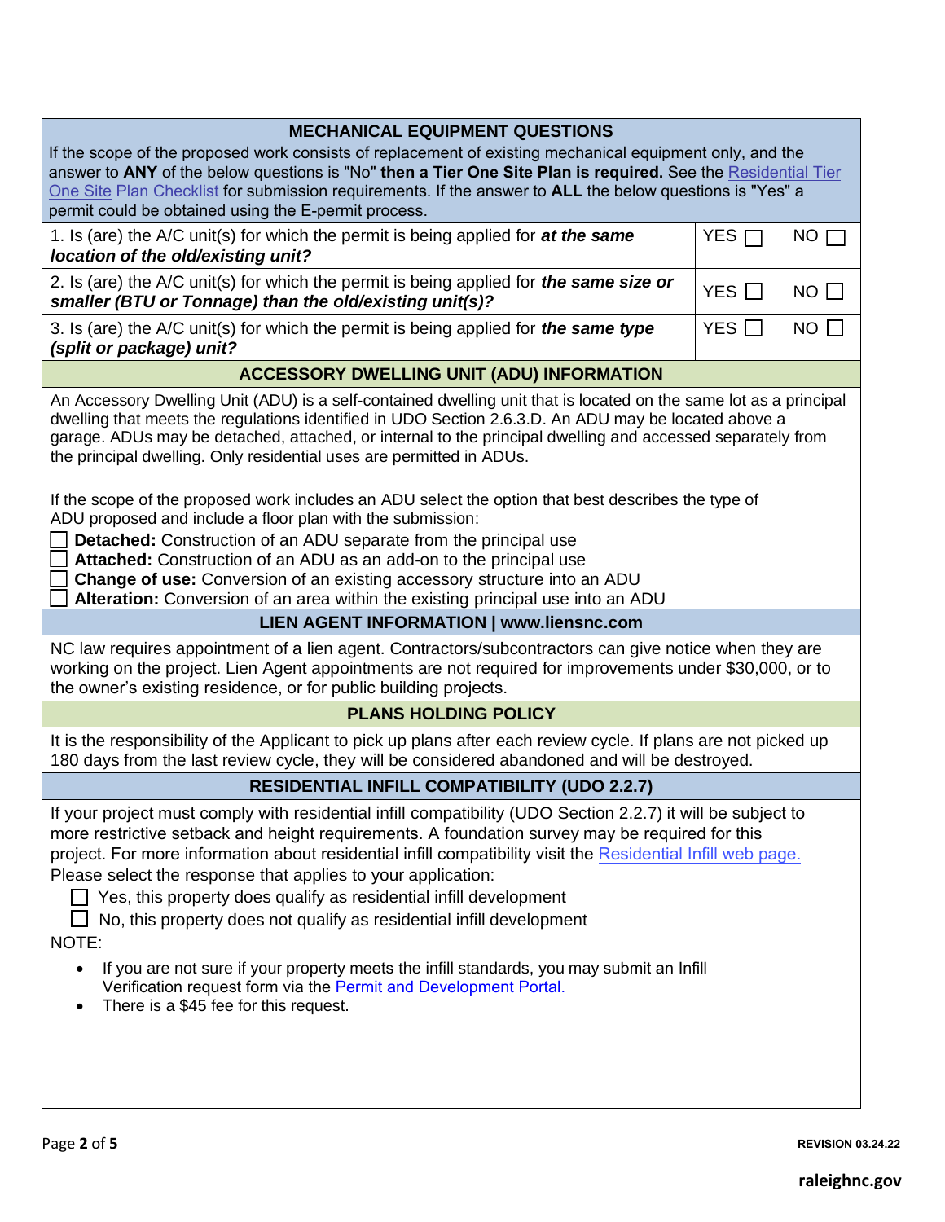## MECHANICAL EQUIPMENT QUESTIONS

If the scope of the proposed work consists of replacement of existing mechanical equipment only, and the answer to **ANY** of the below questions is "No" **then a Tier One Site Plan is required.** See the [Residential Tier One Site Plan Checklist]() for submission requirements. If the answer to **ALL** the below questions is "Yes" a permit could be obtained using the E-permit process.

| Question | | |
|---|---|---|
| 1. Is (are) the A/C unit(s) for which the permit is being applied for ***at the same location of the old/existing unit?*** | YES ☐ | NO ☐ |
| 2. Is (are) the A/C unit(s) for which the permit is being applied for ***the same size or smaller (BTU or Tonnage) than the old/existing unit(s)?*** | YES ☐ | NO ☐ |
| 3. Is (are) the A/C unit(s) for which the permit is being applied for ***the same type (split or package) unit?*** | YES ☐ | NO ☐ |

## ACCESSORY DWELLING UNIT (ADU) INFORMATION

An Accessory Dwelling Unit (ADU) is a self-contained dwelling unit that is located on the same lot as a principal dwelling that meets the regulations identified in UDO Section 2.6.3.D. An ADU may be located above a garage. ADUs may be detached, attached, or internal to the principal dwelling and accessed separately from the principal dwelling. Only residential uses are permitted in ADUs.

If the scope of the proposed work includes an ADU select the option that best describes the type of ADU proposed and include a floor plan with the submission:

- ☐ **Detached:** Construction of an ADU separate from the principal use
- ☐ **Attached:** Construction of an ADU as an add-on to the principal use
- ☐ **Change of use:** Conversion of an existing accessory structure into an ADU
- ☐ **Alteration:** Conversion of an area within the existing principal use into an ADU

## LIEN AGENT INFORMATION | www.liensnc.com

NC law requires appointment of a lien agent. Contractors/subcontractors can give notice when they are working on the project. Lien Agent appointments are not required for improvements under $30,000, or to the owner's existing residence, or for public building projects.

## PLANS HOLDING POLICY

It is the responsibility of the Applicant to pick up plans after each review cycle. If plans are not picked up 180 days from the last review cycle, they will be considered abandoned and will be destroyed.

## RESIDENTIAL INFILL COMPATIBILITY (UDO 2.2.7)

If your project must comply with residential infill compatibility (UDO Section 2.2.7) it will be subject to more restrictive setback and height requirements. A foundation survey may be required for this project. For more information about residential infill compatibility visit the [Residential Infill web page.]()

Please select the response that applies to your application:

- ☐ Yes, this property does qualify as residential infill development
- ☐ No, this property does not qualify as residential infill development

NOTE:

- If you are not sure if your property meets the infill standards, you may submit an Infill Verification request form via the [Permit and Development Portal.]()
- There is a $45 fee for this request.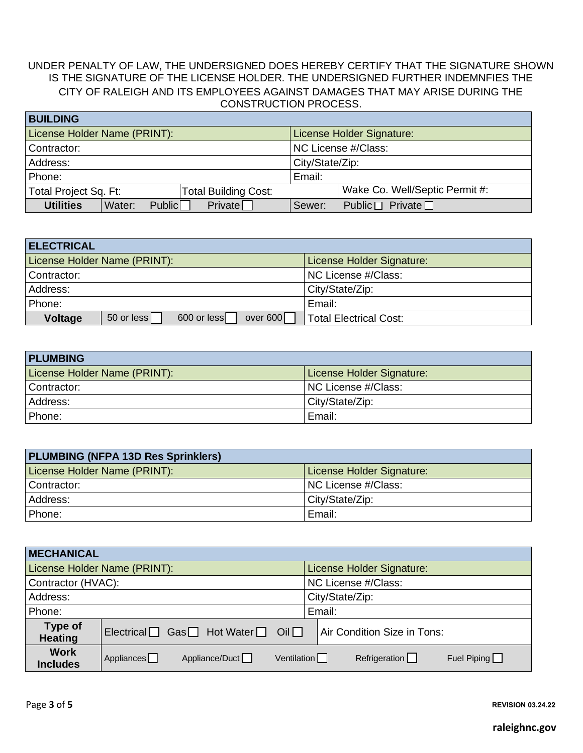UNDER PENALTY OF LAW, THE UNDERSIGNED DOES HEREBY CERTIFY THAT THE SIGNATURE SHOWN IS THE SIGNATURE OF THE LICENSE HOLDER. THE UNDERSIGNED FURTHER INDEMNFIES THE CITY OF RALEIGH AND ITS EMPLOYEES AGAINST DAMAGES THAT MAY ARISE DURING THE CONSTRUCTION PROCESS.

| **BUILDING** | | | |
|---|---|---|---|
| License Holder Name (PRINT): | | License Holder Signature: | |
| Contractor: | | NC License #/Class: | |
| Address: | | City/State/Zip: | |
| Phone: | | Email: | |
| Total Project Sq. Ft: | Total Building Cost: | | Wake Co. Well/Septic Permit #: |
| **Utilities** | Water: Public ☐ Private ☐ | Sewer: Public ☐ Private ☐ | |

| **ELECTRICAL** | |
|---|---|
| License Holder Name (PRINT): | License Holder Signature: |
| Contractor: | NC License #/Class: |
| Address: | City/State/Zip: |
| Phone: | Email: |
| **Voltage** 50 or less ☐ 600 or less ☐ over 600 ☐ | Total Electrical Cost: |

| **PLUMBING** | |
|---|---|
| License Holder Name (PRINT): | License Holder Signature: |
| Contractor: | NC License #/Class: |
| Address: | City/State/Zip: |
| Phone: | Email: |

| **PLUMBING (NFPA 13D Res Sprinklers)** | |
|---|---|
| License Holder Name (PRINT): | License Holder Signature: |
| Contractor: | NC License #/Class: |
| Address: | City/State/Zip: |
| Phone: | Email: |

| **MECHANICAL** | | |
|---|---|---|
| License Holder Name (PRINT): | | License Holder Signature: |
| Contractor (HVAC): | | NC License #/Class: |
| Address: | | City/State/Zip: |
| Phone: | | Email: |
| **Type of Heating** | Electrical ☐ Gas ☐ Hot Water ☐ Oil ☐ | Air Condition Size in Tons: |
| **Work Includes** | Appliances ☐ Appliance/Duct ☐ Ventilation ☐ Refrigeration ☐ Fuel Piping ☐ | |

REVISION 03.24.22

raleighnc.gov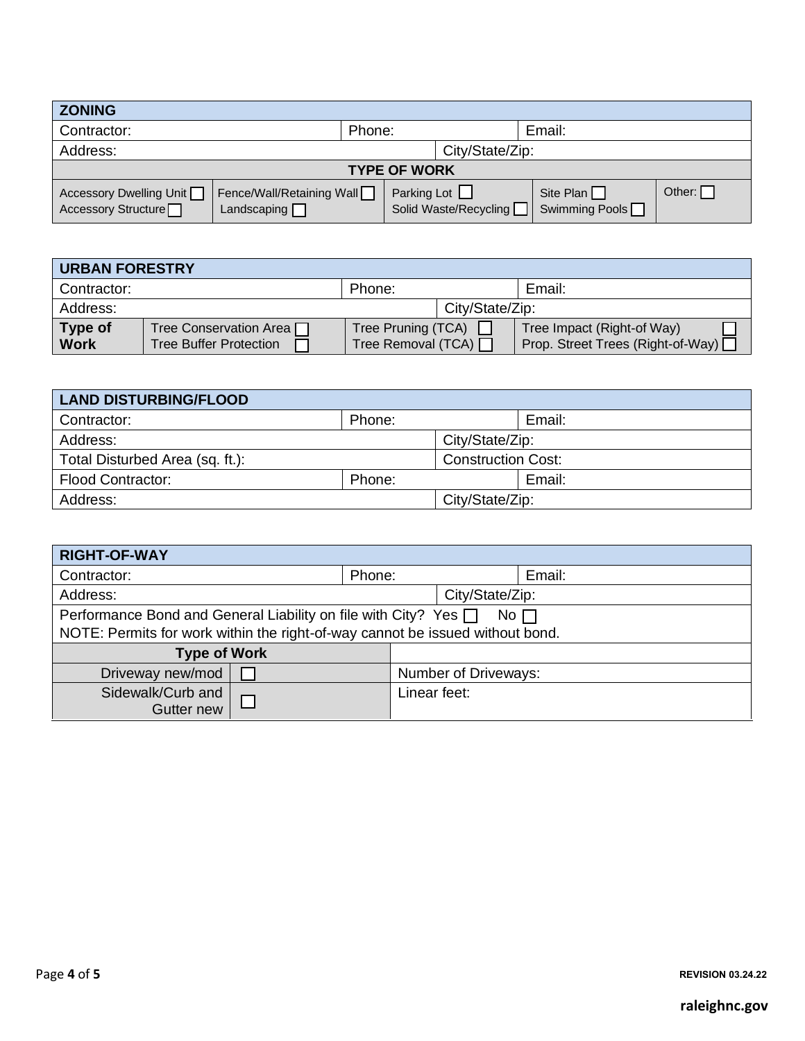| ZONING | | | | |
|---|---|---|---|---|
| Contractor: | | Phone: | Email: | |
| Address: | | | City/State/Zip: | |
| **TYPE OF WORK** | | | | |
| Accessory Dwelling Unit ☐<br>Accessory Structure ☐ | Fence/Wall/Retaining Wall ☐<br>Landscaping ☐ | Parking Lot ☐<br>Solid Waste/Recycling ☐ | Site Plan ☐<br>Swimming Pools ☐ | Other: ☐ |

| URBAN FORESTRY | | | |
|---|---|---|---|
| Contractor: | | Phone: | Email: |
| Address: | | | City/State/Zip: |
| **Type of Work** | Tree Conservation Area ☐<br>Tree Buffer Protection ☐ | Tree Pruning (TCA) ☐<br>Tree Removal (TCA) ☐ | Tree Impact (Right-of Way) ☐<br>Prop. Street Trees (Right-of-Way) ☐ |

| LAND DISTURBING/FLOOD | | |
|---|---|---|
| Contractor: | Phone: | Email: |
| Address: | | City/State/Zip: |
| Total Disturbed Area (sq. ft.): | | Construction Cost: |
| Flood Contractor: | Phone: | Email: |
| Address: | | City/State/Zip: |

| RIGHT-OF-WAY | | | |
|---|---|---|---|
| Contractor: | | Phone: | Email: |
| Address: | | | City/State/Zip: |
| Performance Bond and General Liability on file with City? Yes ☐ No ☐<br>NOTE: Permits for work within the right-of-way cannot be issued without bond. | | | |
| **Type of Work** | | | |
| Driveway new/mod | ☐ | Number of Driveways: | |
| Sidewalk/Curb and Gutter new | ☐ | Linear feet: | |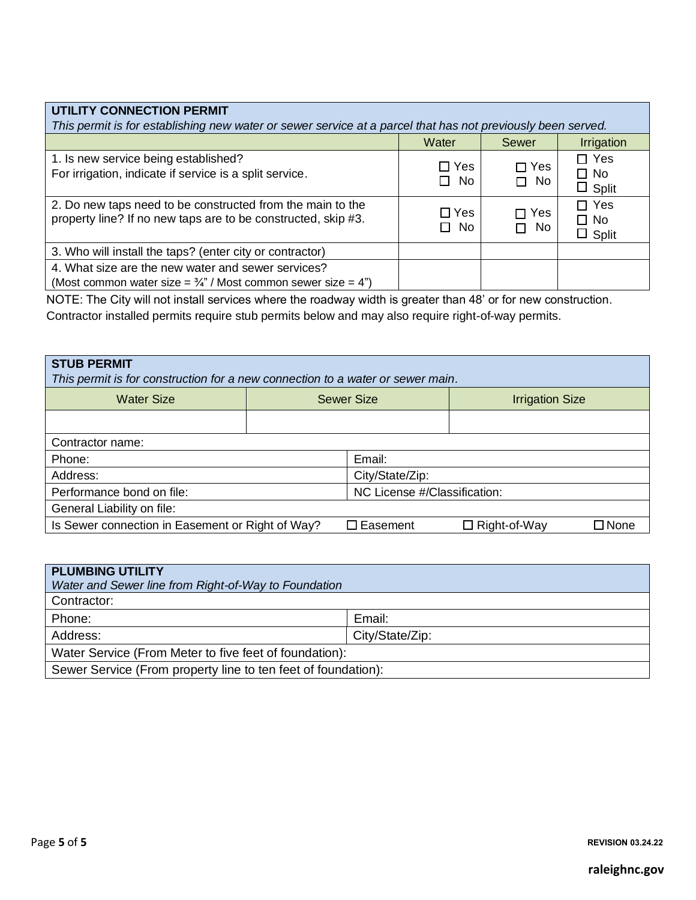## UTILITY CONNECTION PERMIT

*This permit is for establishing new water or sewer service at a parcel that has not previously been served.*

| | Water | Sewer | Irrigation |
|---|---|---|---|
| 1. Is new service being established?<br>For irrigation, indicate if service is a split service. | ☐ Yes<br>☐ No | ☐ Yes<br>☐ No | ☐ Yes<br>☐ No<br>☐ Split |
| 2. Do new taps need to be constructed from the main to the property line? If no new taps are to be constructed, skip #3. | ☐ Yes<br>☐ No | ☐ Yes<br>☐ No | ☐ Yes<br>☐ No<br>☐ Split |
| 3. Who will install the taps? (enter city or contractor) | | | |
| 4. What size are the new water and sewer services?<br>(Most common water size = ¾" / Most common sewer size = 4") | | | |

NOTE: The City will not install services where the roadway width is greater than 48' or for new construction. Contractor installed permits require stub permits below and may also require right-of-way permits.

## STUB PERMIT

*This permit is for construction for a new connection to a water or sewer main.*

| Water Size | Sewer Size | Irrigation Size |
|---|---|---|
| | | |

| | |
|---|---|
| Contractor name: | |
| Phone: | Email: |
| Address: | City/State/Zip: |
| Performance bond on file: | NC License #/Classification: |
| General Liability on file: | |
| Is Sewer connection in Easement or Right of Way? | ☐ Easement ☐ Right-of-Way ☐ None |

## PLUMBING UTILITY

*Water and Sewer line from Right-of-Way to Foundation*

| | |
|---|---|
| Contractor: | |
| Phone: | Email: |
| Address: | City/State/Zip: |
| Water Service (From Meter to five feet of foundation): | |
| Sewer Service (From property line to ten feet of foundation): | |

REVISION 03.24.22

raleighnc.gov